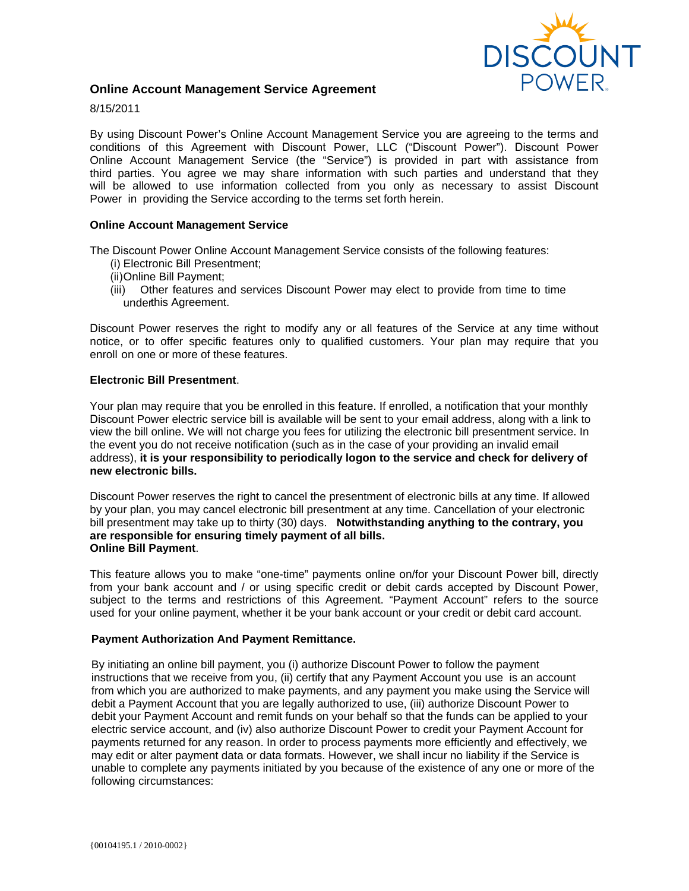## Online Account Management Service Agreement

8/15/2011

By using Discount Power's Online Account Management Service you are agreeing to the terms and conditions of this Agreement with Discount Power, LLC ("Discount Power"). Discount Power Online Account Management Service (the "Service") is provided in part with assistance from third parties. You agree we may share information with such parties and understand that they will be allowed to use information collected from you only as necessary to assist Discount Power in providing the Service according to the terms set forth herein.

### Online Account Management Service

The Discount Power Online Account Management Service consists of the following features:

(i) Electronic Bill Presentment;
(ii) Online Bill Payment;
(iii) Other features and services Discount Power may elect to provide from time to time under this Agreement.

Discount Power reserves the right to modify any or all features of the Service at any time without notice, or to offer specific features only to qualified customers. Your plan may require that you enroll on one or more of these features.

### Electronic Bill Presentment.

Your plan may require that you be enrolled in this feature. If enrolled, a notification that your monthly Discount Power electric service bill is available will be sent to your email address, along with a link to view the bill online. We will not charge you fees for utilizing the electronic bill presentment service. In the event you do not receive notification (such as in the case of your providing an invalid email address), **it is your responsibility to periodically logon to the service and check for delivery of new electronic bills.**

Discount Power reserves the right to cancel the presentment of electronic bills at any time. If allowed by your plan, you may cancel electronic bill presentment at any time. Cancellation of your electronic bill presentment may take up to thirty (30) days. **Notwithstanding anything to the contrary, you are responsible for ensuring timely payment of all bills.**

### Online Bill Payment.

This feature allows you to make "one-time" payments online on/for your Discount Power bill, directly from your bank account and / or using specific credit or debit cards accepted by Discount Power, subject to the terms and restrictions of this Agreement. "Payment Account" refers to the source used for your online payment, whether it be your bank account or your credit or debit card account.

### Payment Authorization And Payment Remittance.

By initiating an online bill payment, you (i) authorize Discount Power to follow the payment instructions that we receive from you, (ii) certify that any Payment Account you use is an account from which you are authorized to make payments, and any payment you make using the Service will debit a Payment Account that you are legally authorized to use, (iii) authorize Discount Power to debit your Payment Account and remit funds on your behalf so that the funds can be applied to your electric service account, and (iv) also authorize Discount Power to credit your Payment Account for payments returned for any reason. In order to process payments more efficiently and effectively, we may edit or alter payment data or data formats. However, we shall incur no liability if the Service is unable to complete any payments initiated by you because of the existence of any one or more of the following circumstances:

{00104195.1 / 2010-0002}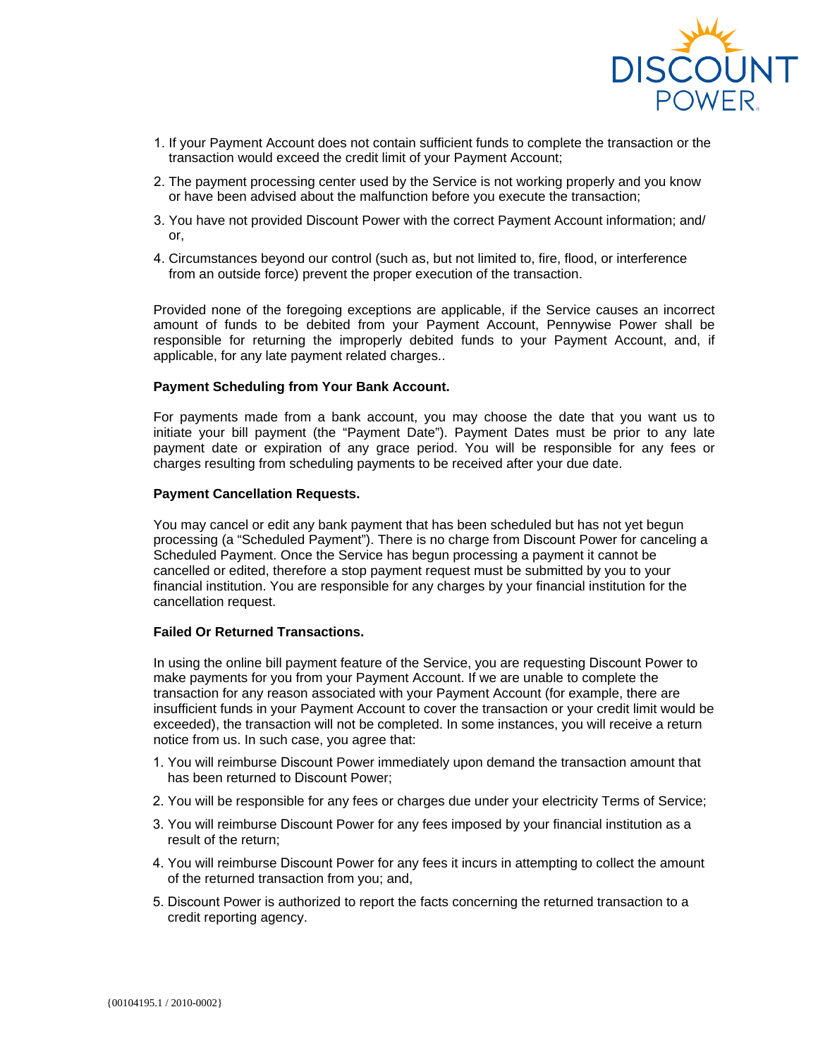1. If your Payment Account does not contain sufficient funds to complete the transaction or the transaction would exceed the credit limit of your Payment Account;
2. The payment processing center used by the Service is not working properly and you know or have been advised about the malfunction before you execute the transaction;
3. You have not provided Discount Power with the correct Payment Account information; and/or,
4. Circumstances beyond our control (such as, but not limited to, fire, flood, or interference from an outside force) prevent the proper execution of the transaction.

Provided none of the foregoing exceptions are applicable, if the Service causes an incorrect amount of funds to be debited from your Payment Account, Pennywise Power shall be responsible for returning the improperly debited funds to your Payment Account, and, if applicable, for any late payment related charges..

**Payment Scheduling from Your Bank Account.**

For payments made from a bank account, you may choose the date that you want us to initiate your bill payment (the "Payment Date"). Payment Dates must be prior to any late payment date or expiration of any grace period. You will be responsible for any fees or charges resulting from scheduling payments to be received after your due date.

**Payment Cancellation Requests.**

You may cancel or edit any bank payment that has been scheduled but has not yet begun processing (a "Scheduled Payment"). There is no charge from Discount Power for canceling a Scheduled Payment. Once the Service has begun processing a payment it cannot be cancelled or edited, therefore a stop payment request must be submitted by you to your financial institution. You are responsible for any charges by your financial institution for the cancellation request.

**Failed Or Returned Transactions.**

In using the online bill payment feature of the Service, you are requesting Discount Power to make payments for you from your Payment Account. If we are unable to complete the transaction for any reason associated with your Payment Account (for example, there are insufficient funds in your Payment Account to cover the transaction or your credit limit would be exceeded), the transaction will not be completed. In some instances, you will receive a return notice from us. In such case, you agree that:

1. You will reimburse Discount Power immediately upon demand the transaction amount that has been returned to Discount Power;
2. You will be responsible for any fees or charges due under your electricity Terms of Service;
3. You will reimburse Discount Power for any fees imposed by your financial institution as a result of the return;
4. You will reimburse Discount Power for any fees it incurs in attempting to collect the amount of the returned transaction from you; and,
5. Discount Power is authorized to report the facts concerning the returned transaction to a credit reporting agency.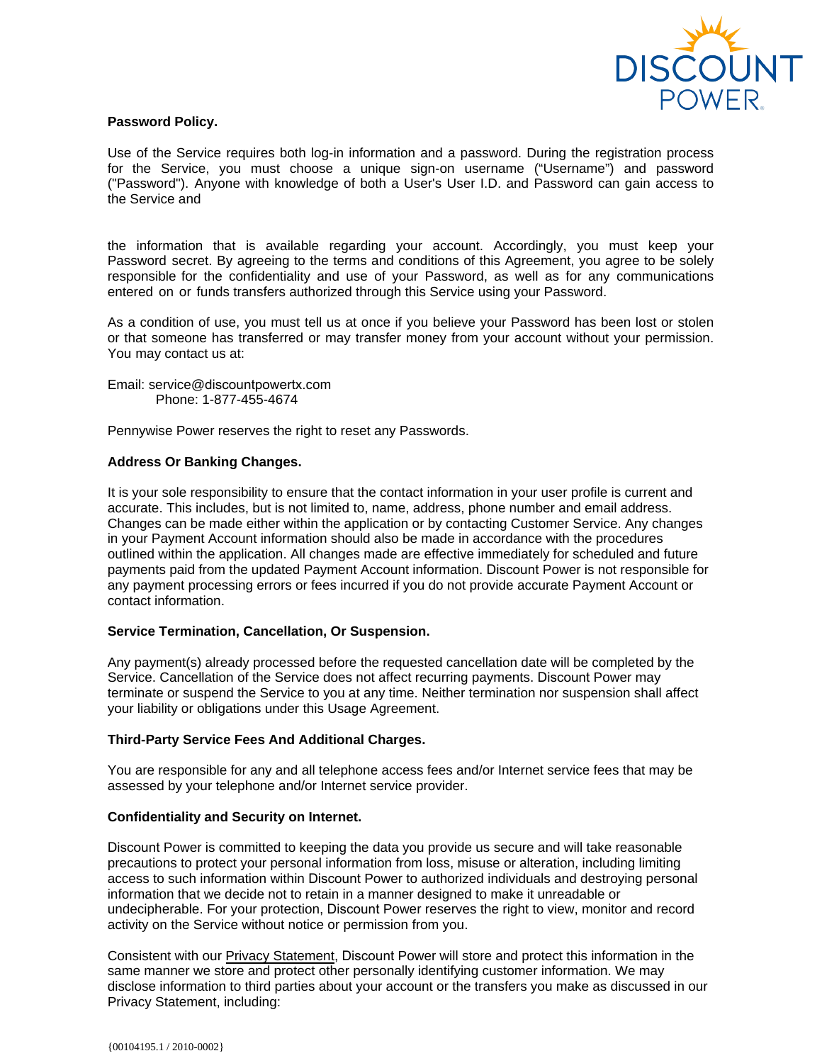**Password Policy.**

Use of the Service requires both log-in information and a password. During the registration process for the Service, you must choose a unique sign-on username ("Username") and password ("Password"). Anyone with knowledge of both a User's User I.D. and Password can gain access to the Service and

the information that is available regarding your account. Accordingly, you must keep your Password secret. By agreeing to the terms and conditions of this Agreement, you agree to be solely responsible for the confidentiality and use of your Password, as well as for any communications entered on or funds transfers authorized through this Service using your Password.

As a condition of use, you must tell us at once if you believe your Password has been lost or stolen or that someone has transferred or may transfer money from your account without your permission. You may contact us at:

Email: service@discountpowertx.com
Phone: 1-877-455-4674

Pennywise Power reserves the right to reset any Passwords.

**Address Or Banking Changes.**

It is your sole responsibility to ensure that the contact information in your user profile is current and accurate. This includes, but is not limited to, name, address, phone number and email address. Changes can be made either within the application or by contacting Customer Service. Any changes in your Payment Account information should also be made in accordance with the procedures outlined within the application. All changes made are effective immediately for scheduled and future payments paid from the updated Payment Account information. Discount Power is not responsible for any payment processing errors or fees incurred if you do not provide accurate Payment Account or contact information.

**Service Termination, Cancellation, Or Suspension.**

Any payment(s) already processed before the requested cancellation date will be completed by the Service. Cancellation of the Service does not affect recurring payments. Discount Power may terminate or suspend the Service to you at any time. Neither termination nor suspension shall affect your liability or obligations under this Usage Agreement.

**Third-Party Service Fees And Additional Charges.**

You are responsible for any and all telephone access fees and/or Internet service fees that may be assessed by your telephone and/or Internet service provider.

**Confidentiality and Security on Internet.**

Discount Power is committed to keeping the data you provide us secure and will take reasonable precautions to protect your personal information from loss, misuse or alteration, including limiting access to such information within Discount Power to authorized individuals and destroying personal information that we decide not to retain in a manner designed to make it unreadable or undecipherable. For your protection, Discount Power reserves the right to view, monitor and record activity on the Service without notice or permission from you.

Consistent with our Privacy Statement, Discount Power will store and protect this information in the same manner we store and protect other personally identifying customer information. We may disclose information to third parties about your account or the transfers you make as discussed in our Privacy Statement, including:

{00104195.1 / 2010-0002}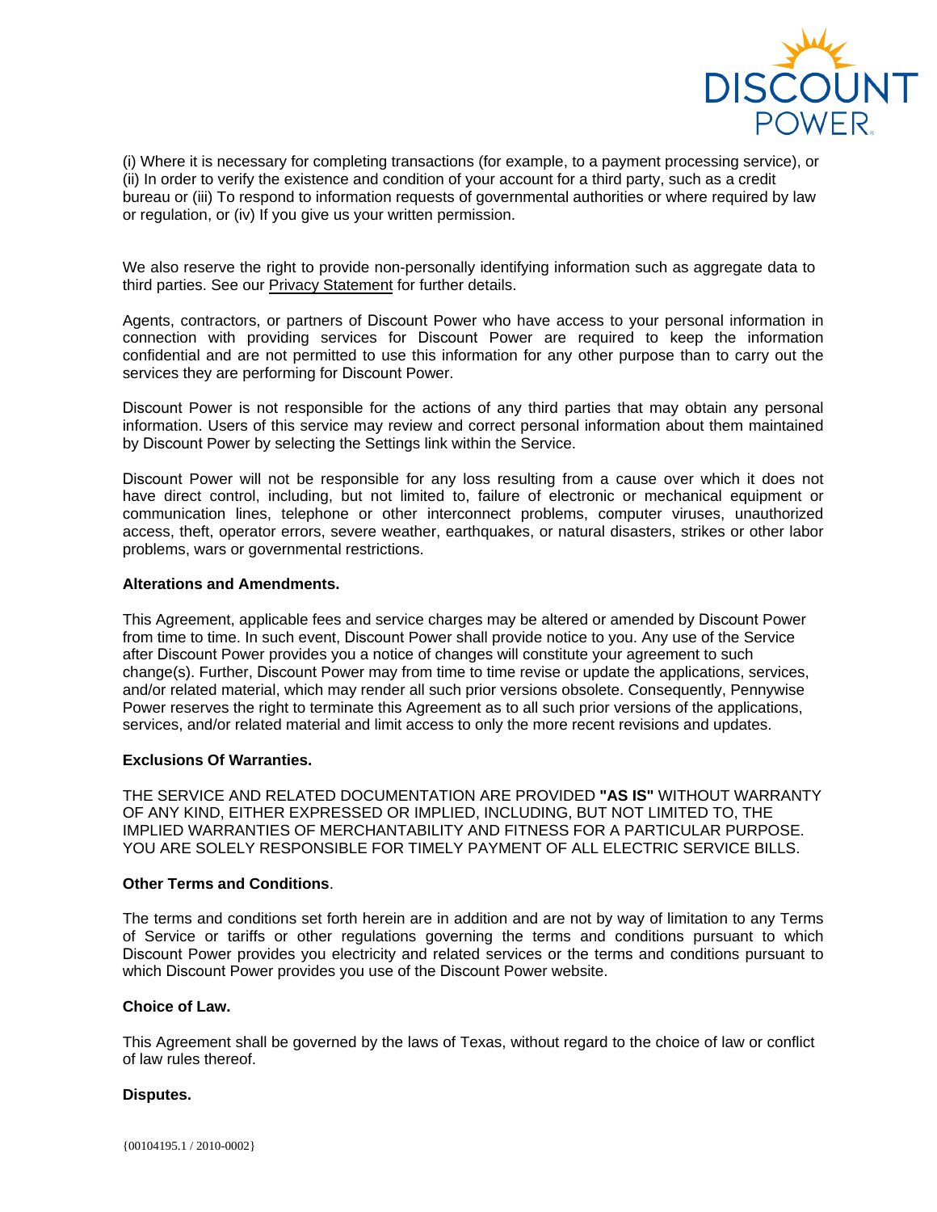(i) Where it is necessary for completing transactions (for example, to a payment processing service), or (ii) In order to verify the existence and condition of your account for a third party, such as a credit bureau or (iii) To respond to information requests of governmental authorities or where required by law or regulation, or (iv) If you give us your written permission.

We also reserve the right to provide non-personally identifying information such as aggregate data to third parties. See our Privacy Statement for further details.

Agents, contractors, or partners of Discount Power who have access to your personal information in connection with providing services for Discount Power are required to keep the information confidential and are not permitted to use this information for any other purpose than to carry out the services they are performing for Discount Power.

Discount Power is not responsible for the actions of any third parties that may obtain any personal information. Users of this service may review and correct personal information about them maintained by Discount Power by selecting the Settings link within the Service.

Discount Power will not be responsible for any loss resulting from a cause over which it does not have direct control, including, but not limited to, failure of electronic or mechanical equipment or communication lines, telephone or other interconnect problems, computer viruses, unauthorized access, theft, operator errors, severe weather, earthquakes, or natural disasters, strikes or other labor problems, wars or governmental restrictions.

**Alterations and Amendments.**

This Agreement, applicable fees and service charges may be altered or amended by Discount Power from time to time. In such event, Discount Power shall provide notice to you. Any use of the Service after Discount Power provides you a notice of changes will constitute your agreement to such change(s). Further, Discount Power may from time to time revise or update the applications, services, and/or related material, which may render all such prior versions obsolete. Consequently, Pennywise Power reserves the right to terminate this Agreement as to all such prior versions of the applications, services, and/or related material and limit access to only the more recent revisions and updates.

**Exclusions Of Warranties.**

THE SERVICE AND RELATED DOCUMENTATION ARE PROVIDED **"AS IS"** WITHOUT WARRANTY OF ANY KIND, EITHER EXPRESSED OR IMPLIED, INCLUDING, BUT NOT LIMITED TO, THE IMPLIED WARRANTIES OF MERCHANTABILITY AND FITNESS FOR A PARTICULAR PURPOSE. YOU ARE SOLELY RESPONSIBLE FOR TIMELY PAYMENT OF ALL ELECTRIC SERVICE BILLS.

**Other Terms and Conditions**.

The terms and conditions set forth herein are in addition and are not by way of limitation to any Terms of Service or tariffs or other regulations governing the terms and conditions pursuant to which Discount Power provides you electricity and related services or the terms and conditions pursuant to which Discount Power provides you use of the Discount Power website.

**Choice of Law.**

This Agreement shall be governed by the laws of Texas, without regard to the choice of law or conflict of law rules thereof.

**Disputes.**

{00104195.1 / 2010-0002}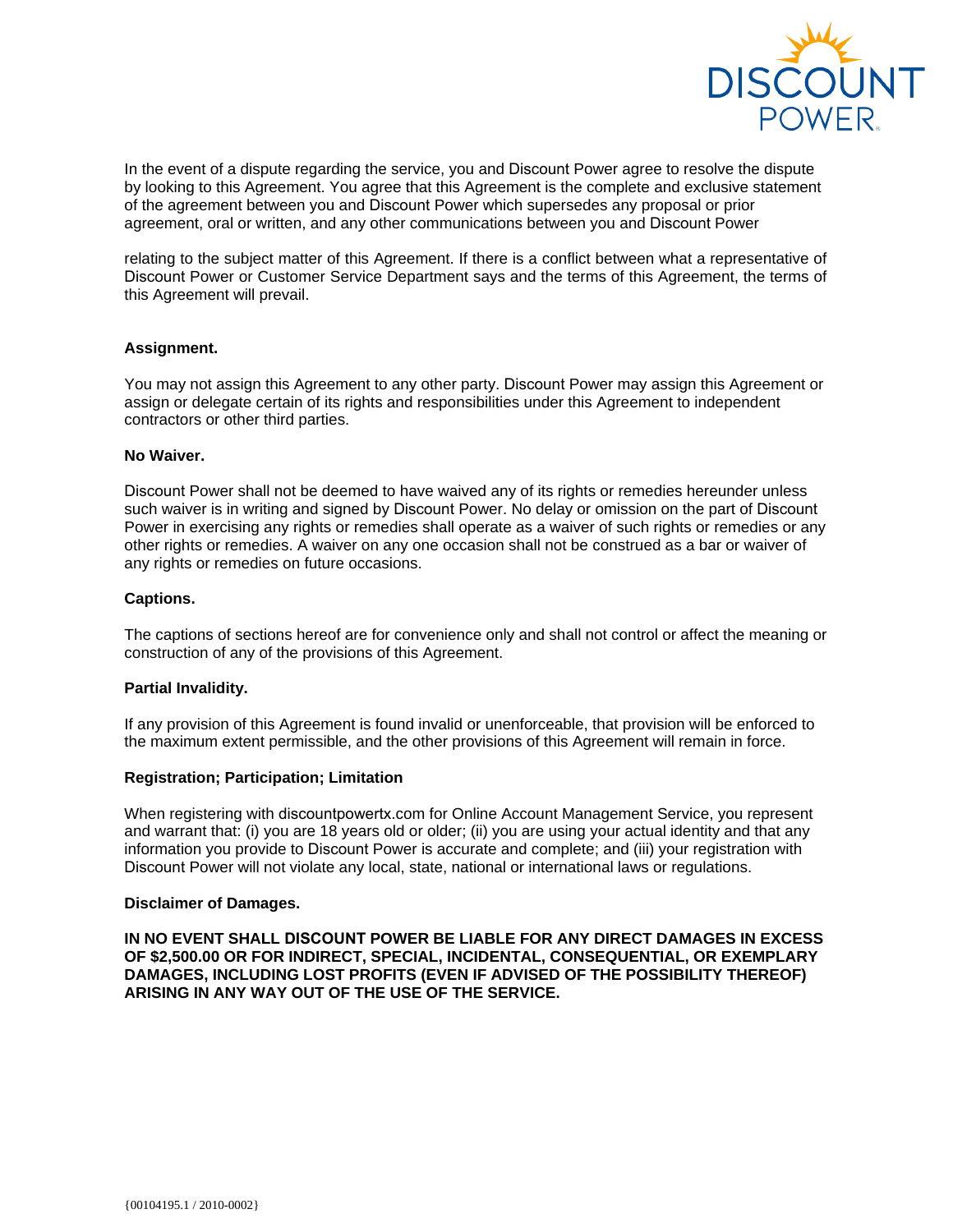In the event of a dispute regarding the service, you and Discount Power agree to resolve the dispute by looking to this Agreement. You agree that this Agreement is the complete and exclusive statement of the agreement between you and Discount Power which supersedes any proposal or prior agreement, oral or written, and any other communications between you and Discount Power

relating to the subject matter of this Agreement. If there is a conflict between what a representative of Discount Power or Customer Service Department says and the terms of this Agreement, the terms of this Agreement will prevail.

**Assignment.**

You may not assign this Agreement to any other party. Discount Power may assign this Agreement or assign or delegate certain of its rights and responsibilities under this Agreement to independent contractors or other third parties.

**No Waiver.**

Discount Power shall not be deemed to have waived any of its rights or remedies hereunder unless such waiver is in writing and signed by Discount Power. No delay or omission on the part of Discount Power in exercising any rights or remedies shall operate as a waiver of such rights or remedies or any other rights or remedies. A waiver on any one occasion shall not be construed as a bar or waiver of any rights or remedies on future occasions.

**Captions.**

The captions of sections hereof are for convenience only and shall not control or affect the meaning or construction of any of the provisions of this Agreement.

**Partial Invalidity.**

If any provision of this Agreement is found invalid or unenforceable, that provision will be enforced to the maximum extent permissible, and the other provisions of this Agreement will remain in force.

**Registration; Participation; Limitation**

When registering with discountpowertx.com for Online Account Management Service, you represent and warrant that: (i) you are 18 years old or older; (ii) you are using your actual identity and that any information you provide to Discount Power is accurate and complete; and (iii) your registration with Discount Power will not violate any local, state, national or international laws or regulations.

**Disclaimer of Damages.**

**IN NO EVENT SHALL DISCOUNT POWER BE LIABLE FOR ANY DIRECT DAMAGES IN EXCESS OF $2,500.00 OR FOR INDIRECT, SPECIAL, INCIDENTAL, CONSEQUENTIAL, OR EXEMPLARY DAMAGES, INCLUDING LOST PROFITS (EVEN IF ADVISED OF THE POSSIBILITY THEREOF) ARISING IN ANY WAY OUT OF THE USE OF THE SERVICE.**